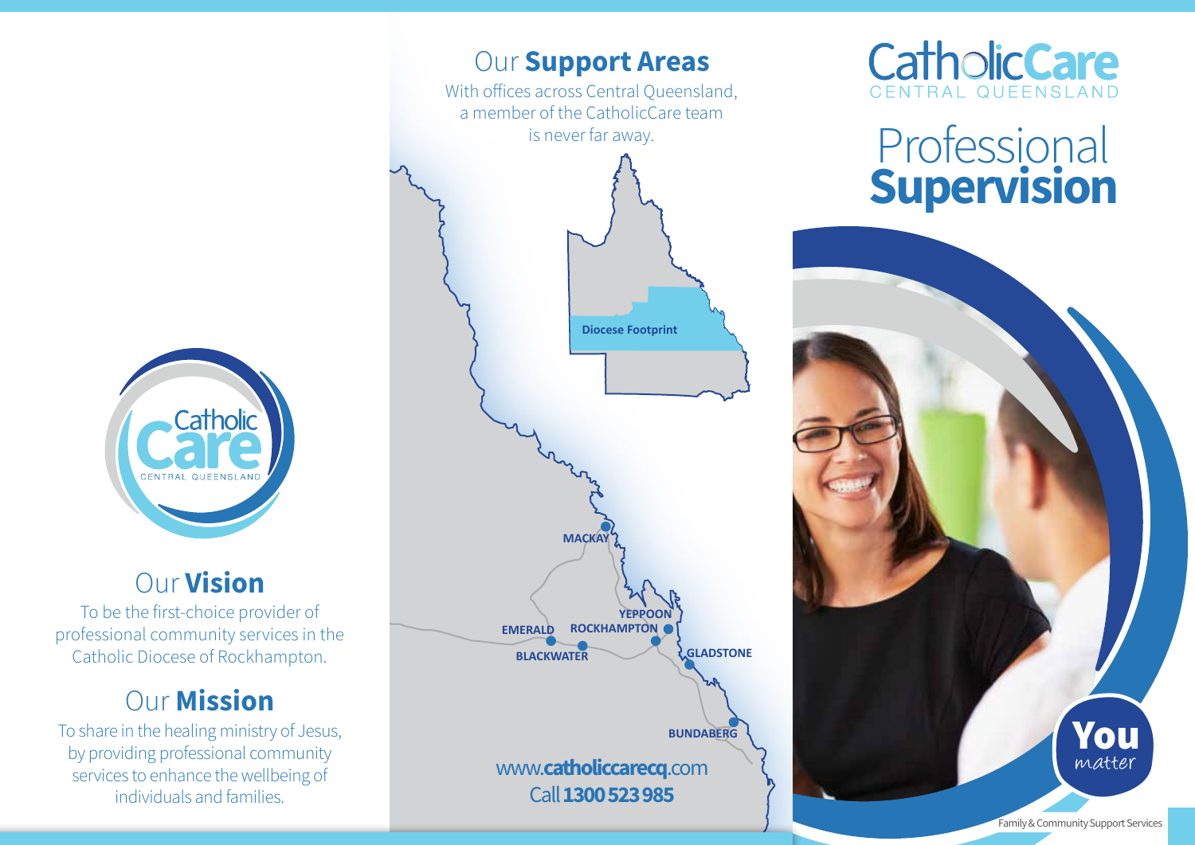# Our **Vision**

To be the first-choice provider of professional community services in the Catholic Diocese of Rockhampton.

# Our **Mission**

To share in the healing ministry of Jesus, by providing professional community services to enhance the wellbeing of individuals and families.

# Our **Support Areas**

With offices across Central Queensland, a member of the CatholicCare team is never far away.

Diocese Footprint

MACKAY
YEPPOON
EMERALD
ROCKHAMPTON
BLACKWATER
GLADSTONE
BUNDABERG

www.**catholiccarecq**.com

Call **1300 523 985**

CatholicCare CENTRAL QUEENSLAND

# Professional **Supervision**

**You** *matter*

Family & Community Support Services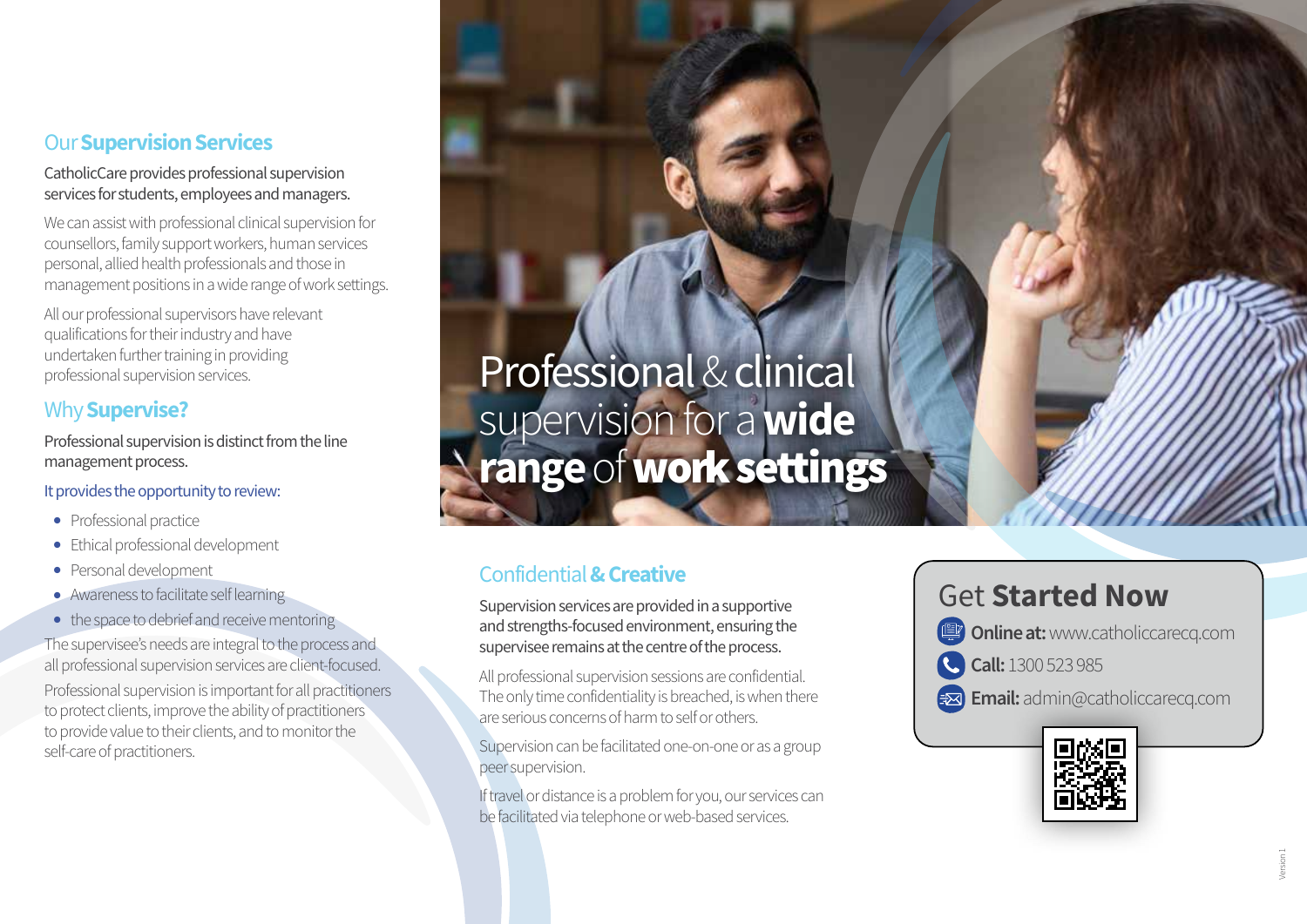## Our **Supervision Services**

CatholicCare provides professional supervision services for students, employees and managers.

We can assist with professional clinical supervision for counsellors, family support workers, human services personal, allied health professionals and those in management positions in a wide range of work settings.

All our professional supervisors have relevant qualifications for their industry and have undertaken further training in providing professional supervision services.

## Why **Supervise?**

Professional supervision is distinct from the line management process.

It provides the opportunity to review:

- Professional practice
- Ethical professional development
- Personal development
- Awareness to facilitate self learning
- the space to debrief and receive mentoring

The supervisee's needs are integral to the process and all professional supervision services are client-focused.

Professional supervision is important for all practitioners to protect clients, improve the ability of practitioners to provide value to their clients, and to monitor the self-care of practitioners.

# Professional & clinical supervision for a **wide range** of **work settings**

## Confidential **& Creative**

Supervision services are provided in a supportive and strengths-focused environment, ensuring the supervisee remains at the centre of the process.

All professional supervision sessions are confidential. The only time confidentiality is breached, is when there are serious concerns of harm to self or others.

Supervision can be facilitated one-on-one or as a group peer supervision.

If travel or distance is a problem for you, our services can be facilitated via telephone or web-based services.

## Get **Started Now**

**Online at:** www.catholiccarecq.com

**Call:** 1300 523 985

**Email:** admin@catholiccarecq.com

Version 1